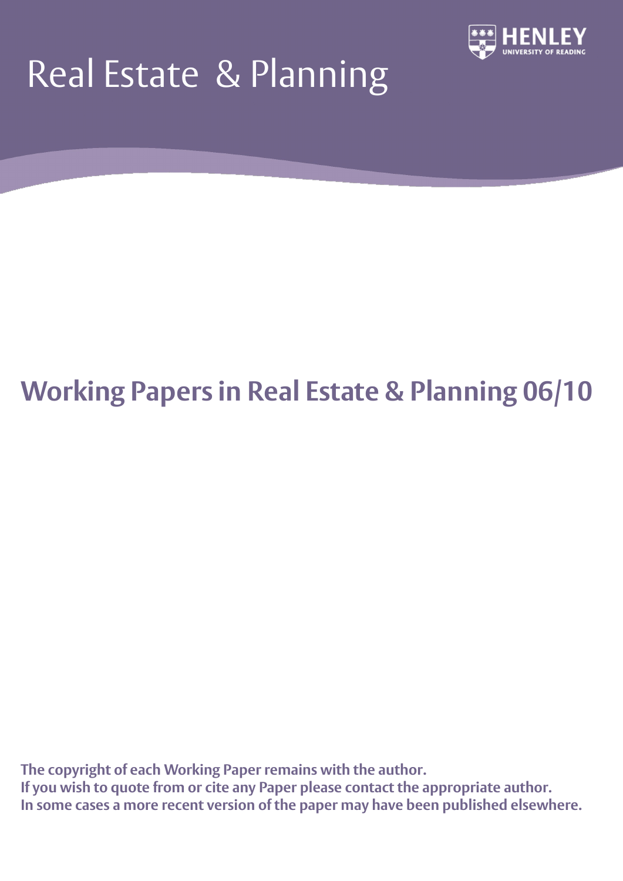# Real Estate & Planning

HENLEY
UNIVERSITY OF READING

## Working Papers in Real Estate & Planning 06/10

**The copyright of each Working Paper remains with the author.**
**If you wish to quote from or cite any Paper please contact the appropriate author.**
**In some cases a more recent version of the paper may have been published elsewhere.**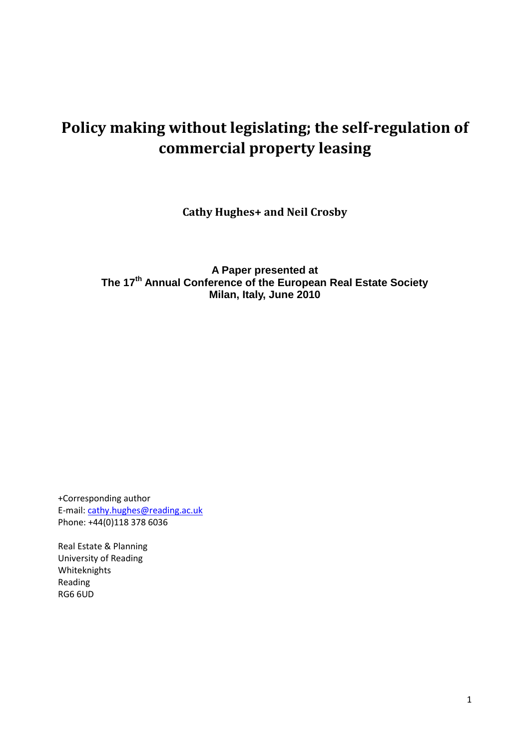# Policy making without legislating; the self-regulation of commercial property leasing

**Cathy Hughes+ and Neil Crosby**

**A Paper presented at**
**The 17th Annual Conference of the European Real Estate Society**
**Milan, Italy, June 2010**

+Corresponding author
E-mail: cathy.hughes@reading.ac.uk
Phone: +44(0)118 378 6036

Real Estate & Planning
University of Reading
Whiteknights
Reading
RG6 6UD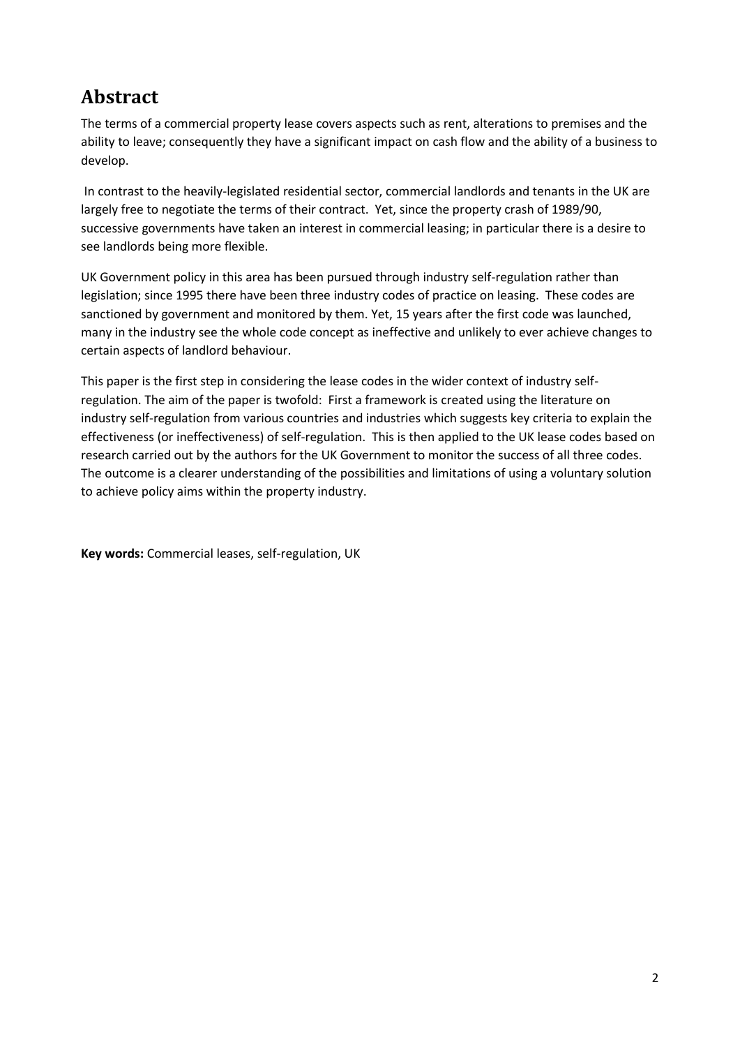# Abstract

The terms of a commercial property lease covers aspects such as rent, alterations to premises and the ability to leave; consequently they have a significant impact on cash flow and the ability of a business to develop.

In contrast to the heavily-legislated residential sector, commercial landlords and tenants in the UK are largely free to negotiate the terms of their contract. Yet, since the property crash of 1989/90, successive governments have taken an interest in commercial leasing; in particular there is a desire to see landlords being more flexible.

UK Government policy in this area has been pursued through industry self-regulation rather than legislation; since 1995 there have been three industry codes of practice on leasing. These codes are sanctioned by government and monitored by them. Yet, 15 years after the first code was launched, many in the industry see the whole code concept as ineffective and unlikely to ever achieve changes to certain aspects of landlord behaviour.

This paper is the first step in considering the lease codes in the wider context of industry self-regulation. The aim of the paper is twofold: First a framework is created using the literature on industry self-regulation from various countries and industries which suggests key criteria to explain the effectiveness (or ineffectiveness) of self-regulation. This is then applied to the UK lease codes based on research carried out by the authors for the UK Government to monitor the success of all three codes. The outcome is a clearer understanding of the possibilities and limitations of using a voluntary solution to achieve policy aims within the property industry.

**Key words:** Commercial leases, self-regulation, UK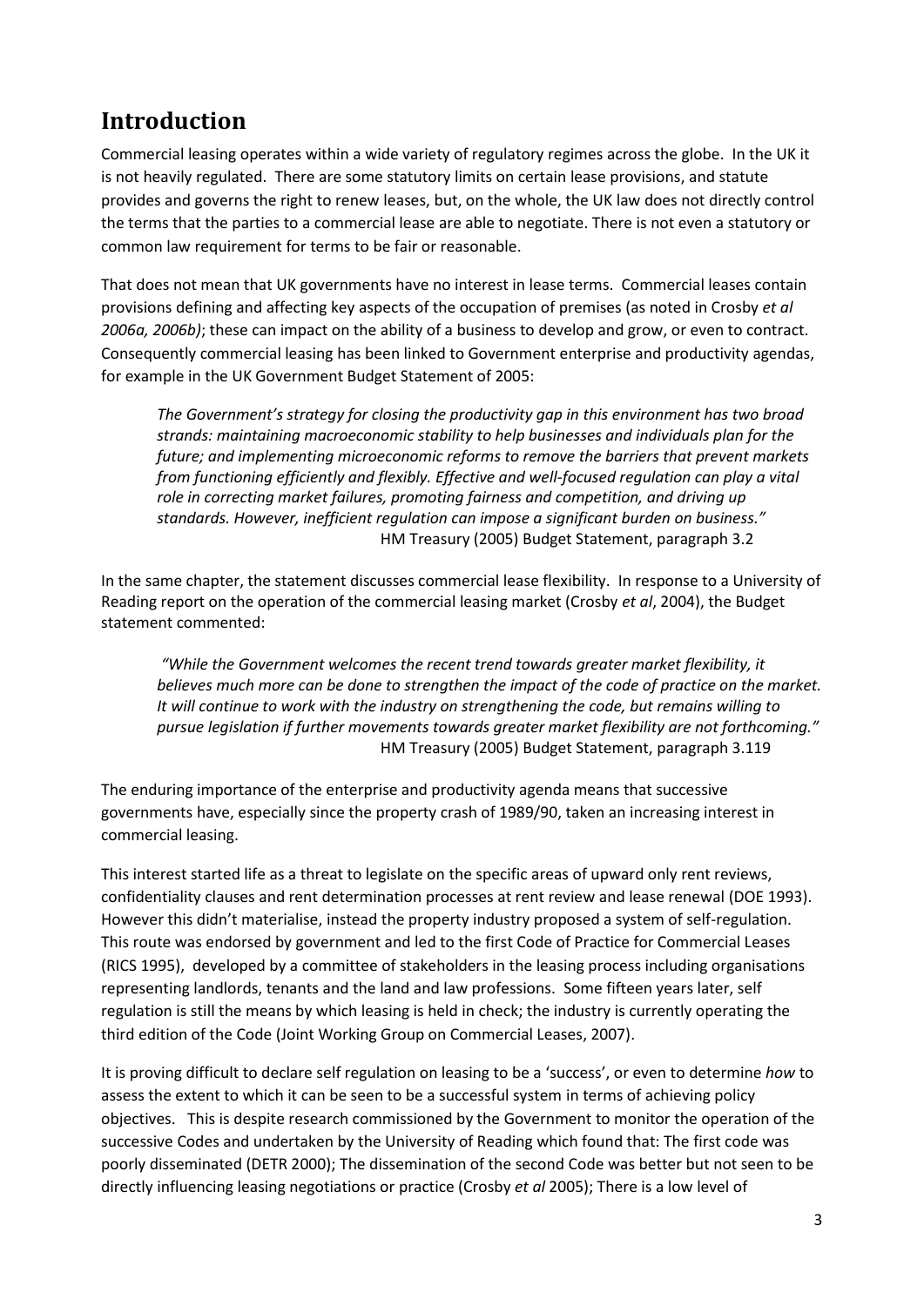# Introduction

Commercial leasing operates within a wide variety of regulatory regimes across the globe. In the UK it is not heavily regulated. There are some statutory limits on certain lease provisions, and statute provides and governs the right to renew leases, but, on the whole, the UK law does not directly control the terms that the parties to a commercial lease are able to negotiate. There is not even a statutory or common law requirement for terms to be fair or reasonable.

That does not mean that UK governments have no interest in lease terms. Commercial leases contain provisions defining and affecting key aspects of the occupation of premises (as noted in Crosby *et al 2006a, 2006b)*; these can impact on the ability of a business to develop and grow, or even to contract. Consequently commercial leasing has been linked to Government enterprise and productivity agendas, for example in the UK Government Budget Statement of 2005:

> *The Government's strategy for closing the productivity gap in this environment has two broad strands: maintaining macroeconomic stability to help businesses and individuals plan for the future; and implementing microeconomic reforms to remove the barriers that prevent markets from functioning efficiently and flexibly. Effective and well-focused regulation can play a vital role in correcting market failures, promoting fairness and competition, and driving up standards. However, inefficient regulation can impose a significant burden on business."*
> HM Treasury (2005) Budget Statement, paragraph 3.2

In the same chapter, the statement discusses commercial lease flexibility. In response to a University of Reading report on the operation of the commercial leasing market (Crosby *et al*, 2004), the Budget statement commented:

> *"While the Government welcomes the recent trend towards greater market flexibility, it believes much more can be done to strengthen the impact of the code of practice on the market. It will continue to work with the industry on strengthening the code, but remains willing to pursue legislation if further movements towards greater market flexibility are not forthcoming."*
> HM Treasury (2005) Budget Statement, paragraph 3.119

The enduring importance of the enterprise and productivity agenda means that successive governments have, especially since the property crash of 1989/90, taken an increasing interest in commercial leasing.

This interest started life as a threat to legislate on the specific areas of upward only rent reviews, confidentiality clauses and rent determination processes at rent review and lease renewal (DOE 1993). However this didn't materialise, instead the property industry proposed a system of self-regulation. This route was endorsed by government and led to the first Code of Practice for Commercial Leases (RICS 1995), developed by a committee of stakeholders in the leasing process including organisations representing landlords, tenants and the land and law professions. Some fifteen years later, self regulation is still the means by which leasing is held in check; the industry is currently operating the third edition of the Code (Joint Working Group on Commercial Leases, 2007).

It is proving difficult to declare self regulation on leasing to be a 'success', or even to determine *how* to assess the extent to which it can be seen to be a successful system in terms of achieving policy objectives. This is despite research commissioned by the Government to monitor the operation of the successive Codes and undertaken by the University of Reading which found that: The first code was poorly disseminated (DETR 2000); The dissemination of the second Code was better but not seen to be directly influencing leasing negotiations or practice (Crosby *et al* 2005); There is a low level of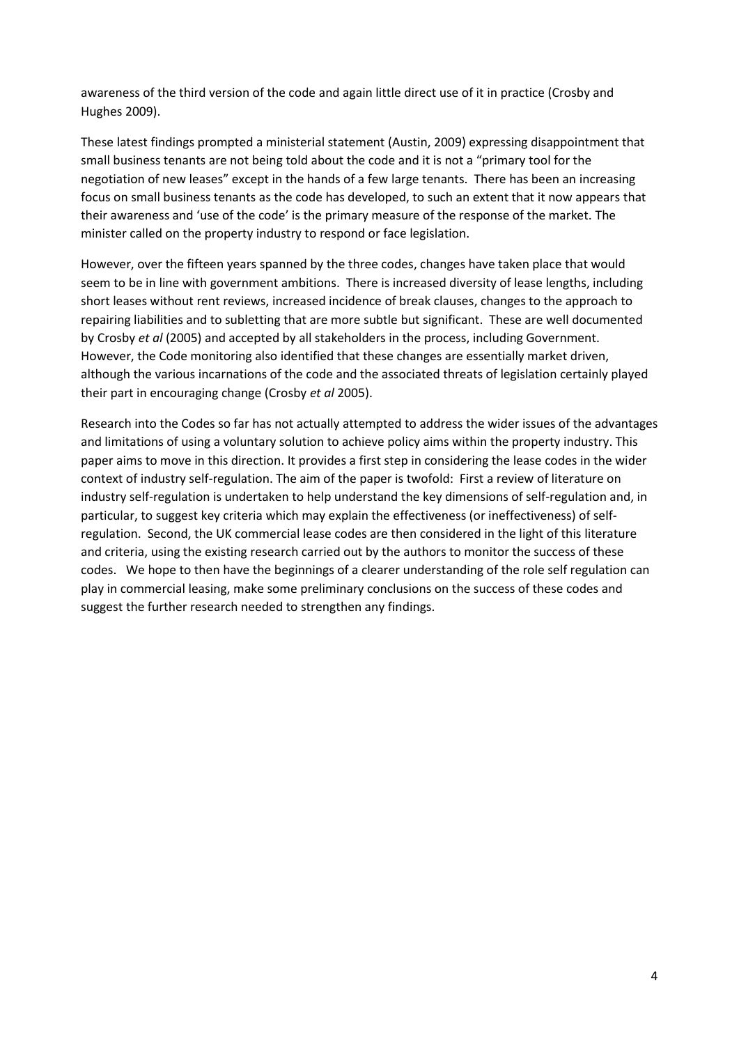awareness of the third version of the code and again little direct use of it in practice (Crosby and Hughes 2009).

These latest findings prompted a ministerial statement (Austin, 2009) expressing disappointment that small business tenants are not being told about the code and it is not a "primary tool for the negotiation of new leases" except in the hands of a few large tenants. There has been an increasing focus on small business tenants as the code has developed, to such an extent that it now appears that their awareness and 'use of the code' is the primary measure of the response of the market. The minister called on the property industry to respond or face legislation.

However, over the fifteen years spanned by the three codes, changes have taken place that would seem to be in line with government ambitions. There is increased diversity of lease lengths, including short leases without rent reviews, increased incidence of break clauses, changes to the approach to repairing liabilities and to subletting that are more subtle but significant. These are well documented by Crosby *et al* (2005) and accepted by all stakeholders in the process, including Government. However, the Code monitoring also identified that these changes are essentially market driven, although the various incarnations of the code and the associated threats of legislation certainly played their part in encouraging change (Crosby *et al* 2005).

Research into the Codes so far has not actually attempted to address the wider issues of the advantages and limitations of using a voluntary solution to achieve policy aims within the property industry. This paper aims to move in this direction. It provides a first step in considering the lease codes in the wider context of industry self-regulation. The aim of the paper is twofold: First a review of literature on industry self-regulation is undertaken to help understand the key dimensions of self-regulation and, in particular, to suggest key criteria which may explain the effectiveness (or ineffectiveness) of self-regulation. Second, the UK commercial lease codes are then considered in the light of this literature and criteria, using the existing research carried out by the authors to monitor the success of these codes. We hope to then have the beginnings of a clearer understanding of the role self regulation can play in commercial leasing, make some preliminary conclusions on the success of these codes and suggest the further research needed to strengthen any findings.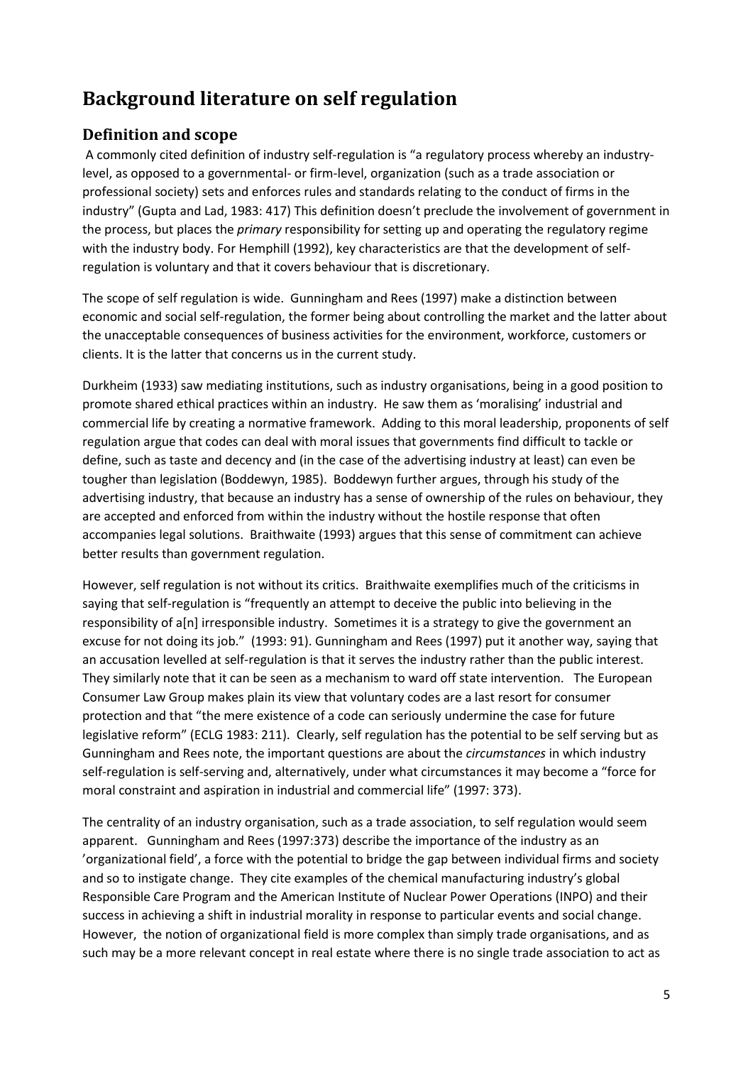# Background literature on self regulation

## Definition and scope

A commonly cited definition of industry self-regulation is "a regulatory process whereby an industry-level, as opposed to a governmental- or firm-level, organization (such as a trade association or professional society) sets and enforces rules and standards relating to the conduct of firms in the industry" (Gupta and Lad, 1983: 417) This definition doesn't preclude the involvement of government in the process, but places the *primary* responsibility for setting up and operating the regulatory regime with the industry body. For Hemphill (1992), key characteristics are that the development of self-regulation is voluntary and that it covers behaviour that is discretionary.

The scope of self regulation is wide. Gunningham and Rees (1997) make a distinction between economic and social self-regulation, the former being about controlling the market and the latter about the unacceptable consequences of business activities for the environment, workforce, customers or clients. It is the latter that concerns us in the current study.

Durkheim (1933) saw mediating institutions, such as industry organisations, being in a good position to promote shared ethical practices within an industry. He saw them as 'moralising' industrial and commercial life by creating a normative framework. Adding to this moral leadership, proponents of self regulation argue that codes can deal with moral issues that governments find difficult to tackle or define, such as taste and decency and (in the case of the advertising industry at least) can even be tougher than legislation (Boddewyn, 1985). Boddewyn further argues, through his study of the advertising industry, that because an industry has a sense of ownership of the rules on behaviour, they are accepted and enforced from within the industry without the hostile response that often accompanies legal solutions. Braithwaite (1993) argues that this sense of commitment can achieve better results than government regulation.

However, self regulation is not without its critics. Braithwaite exemplifies much of the criticisms in saying that self-regulation is "frequently an attempt to deceive the public into believing in the responsibility of a[n] irresponsible industry. Sometimes it is a strategy to give the government an excuse for not doing its job." (1993: 91). Gunningham and Rees (1997) put it another way, saying that an accusation levelled at self-regulation is that it serves the industry rather than the public interest. They similarly note that it can be seen as a mechanism to ward off state intervention. The European Consumer Law Group makes plain its view that voluntary codes are a last resort for consumer protection and that "the mere existence of a code can seriously undermine the case for future legislative reform" (ECLG 1983: 211). Clearly, self regulation has the potential to be self serving but as Gunningham and Rees note, the important questions are about the *circumstances* in which industry self-regulation is self-serving and, alternatively, under what circumstances it may become a "force for moral constraint and aspiration in industrial and commercial life" (1997: 373).

The centrality of an industry organisation, such as a trade association, to self regulation would seem apparent. Gunningham and Rees (1997:373) describe the importance of the industry as an 'organizational field', a force with the potential to bridge the gap between individual firms and society and so to instigate change. They cite examples of the chemical manufacturing industry's global Responsible Care Program and the American Institute of Nuclear Power Operations (INPO) and their success in achieving a shift in industrial morality in response to particular events and social change. However, the notion of organizational field is more complex than simply trade organisations, and as such may be a more relevant concept in real estate where there is no single trade association to act as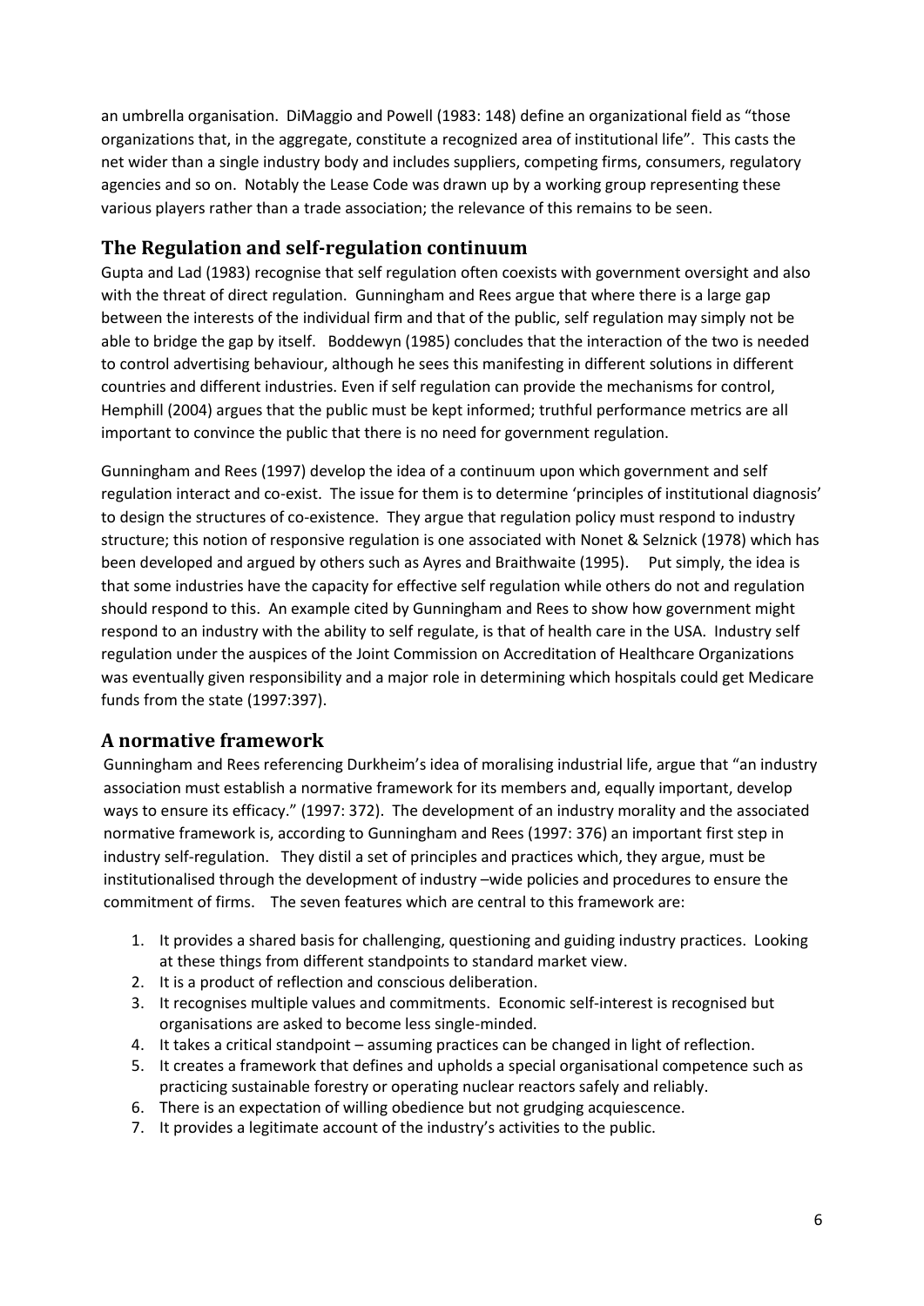an umbrella organisation. DiMaggio and Powell (1983: 148) define an organizational field as "those organizations that, in the aggregate, constitute a recognized area of institutional life". This casts the net wider than a single industry body and includes suppliers, competing firms, consumers, regulatory agencies and so on. Notably the Lease Code was drawn up by a working group representing these various players rather than a trade association; the relevance of this remains to be seen.

## The Regulation and self-regulation continuum

Gupta and Lad (1983) recognise that self regulation often coexists with government oversight and also with the threat of direct regulation. Gunningham and Rees argue that where there is a large gap between the interests of the individual firm and that of the public, self regulation may simply not be able to bridge the gap by itself. Boddewyn (1985) concludes that the interaction of the two is needed to control advertising behaviour, although he sees this manifesting in different solutions in different countries and different industries. Even if self regulation can provide the mechanisms for control, Hemphill (2004) argues that the public must be kept informed; truthful performance metrics are all important to convince the public that there is no need for government regulation.

Gunningham and Rees (1997) develop the idea of a continuum upon which government and self regulation interact and co-exist. The issue for them is to determine 'principles of institutional diagnosis' to design the structures of co-existence. They argue that regulation policy must respond to industry structure; this notion of responsive regulation is one associated with Nonet & Selznick (1978) which has been developed and argued by others such as Ayres and Braithwaite (1995). Put simply, the idea is that some industries have the capacity for effective self regulation while others do not and regulation should respond to this. An example cited by Gunningham and Rees to show how government might respond to an industry with the ability to self regulate, is that of health care in the USA. Industry self regulation under the auspices of the Joint Commission on Accreditation of Healthcare Organizations was eventually given responsibility and a major role in determining which hospitals could get Medicare funds from the state (1997:397).

## A normative framework

Gunningham and Rees referencing Durkheim's idea of moralising industrial life, argue that "an industry association must establish a normative framework for its members and, equally important, develop ways to ensure its efficacy." (1997: 372). The development of an industry morality and the associated normative framework is, according to Gunningham and Rees (1997: 376) an important first step in industry self-regulation. They distil a set of principles and practices which, they argue, must be institutionalised through the development of industry –wide policies and procedures to ensure the commitment of firms. The seven features which are central to this framework are:

1. It provides a shared basis for challenging, questioning and guiding industry practices. Looking at these things from different standpoints to standard market view.
2. It is a product of reflection and conscious deliberation.
3. It recognises multiple values and commitments. Economic self-interest is recognised but organisations are asked to become less single-minded.
4. It takes a critical standpoint – assuming practices can be changed in light of reflection.
5. It creates a framework that defines and upholds a special organisational competence such as practicing sustainable forestry or operating nuclear reactors safely and reliably.
6. There is an expectation of willing obedience but not grudging acquiescence.
7. It provides a legitimate account of the industry's activities to the public.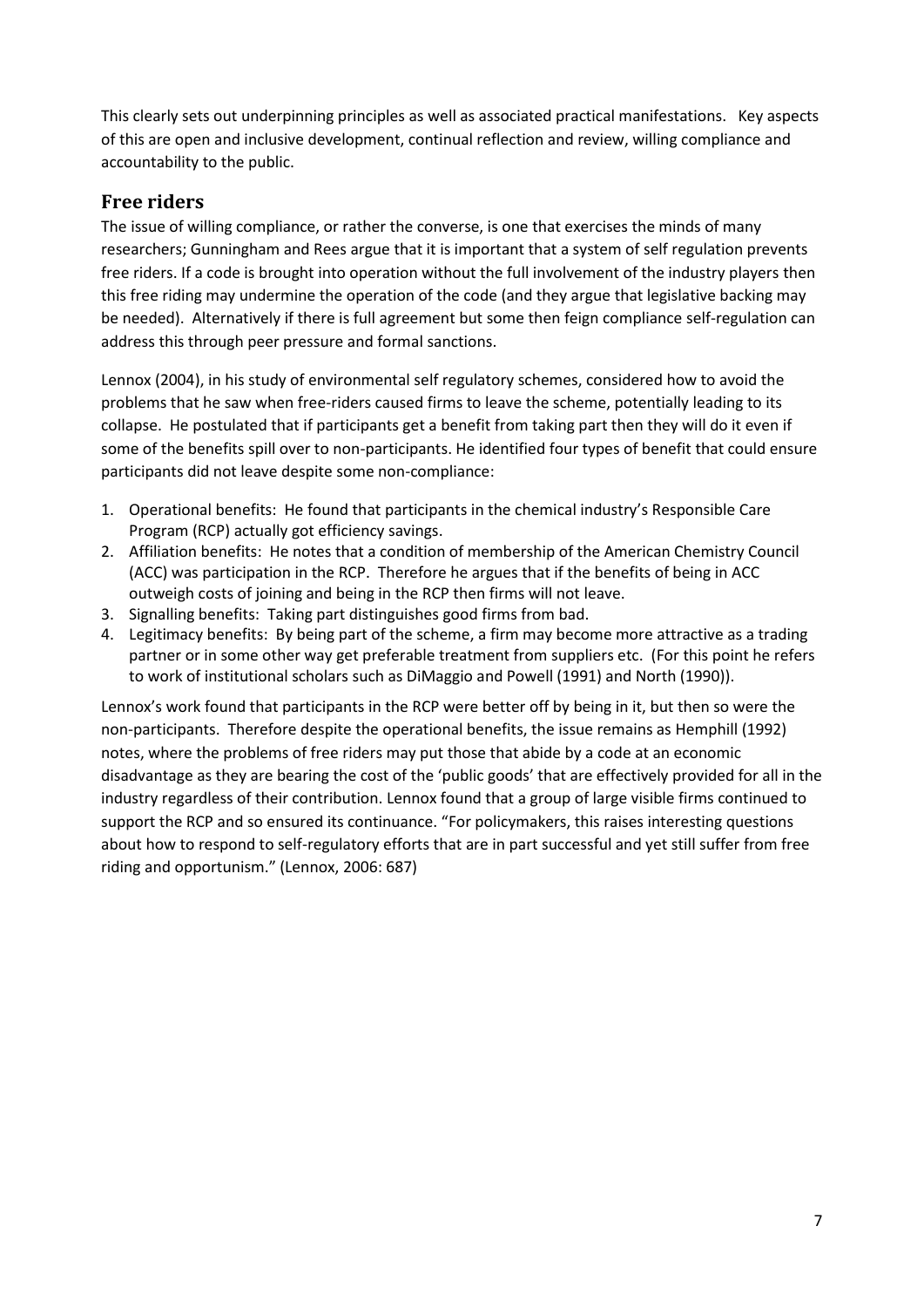This clearly sets out underpinning principles as well as associated practical manifestations. Key aspects of this are open and inclusive development, continual reflection and review, willing compliance and accountability to the public.

## Free riders

The issue of willing compliance, or rather the converse, is one that exercises the minds of many researchers; Gunningham and Rees argue that it is important that a system of self regulation prevents free riders. If a code is brought into operation without the full involvement of the industry players then this free riding may undermine the operation of the code (and they argue that legislative backing may be needed). Alternatively if there is full agreement but some then feign compliance self-regulation can address this through peer pressure and formal sanctions.

Lennox (2004), in his study of environmental self regulatory schemes, considered how to avoid the problems that he saw when free-riders caused firms to leave the scheme, potentially leading to its collapse. He postulated that if participants get a benefit from taking part then they will do it even if some of the benefits spill over to non-participants. He identified four types of benefit that could ensure participants did not leave despite some non-compliance:

1. Operational benefits: He found that participants in the chemical industry's Responsible Care Program (RCP) actually got efficiency savings.
2. Affiliation benefits: He notes that a condition of membership of the American Chemistry Council (ACC) was participation in the RCP. Therefore he argues that if the benefits of being in ACC outweigh costs of joining and being in the RCP then firms will not leave.
3. Signalling benefits: Taking part distinguishes good firms from bad.
4. Legitimacy benefits: By being part of the scheme, a firm may become more attractive as a trading partner or in some other way get preferable treatment from suppliers etc. (For this point he refers to work of institutional scholars such as DiMaggio and Powell (1991) and North (1990)).

Lennox's work found that participants in the RCP were better off by being in it, but then so were the non-participants. Therefore despite the operational benefits, the issue remains as Hemphill (1992) notes, where the problems of free riders may put those that abide by a code at an economic disadvantage as they are bearing the cost of the 'public goods' that are effectively provided for all in the industry regardless of their contribution. Lennox found that a group of large visible firms continued to support the RCP and so ensured its continuance. "For policymakers, this raises interesting questions about how to respond to self-regulatory efforts that are in part successful and yet still suffer from free riding and opportunism." (Lennox, 2006: 687)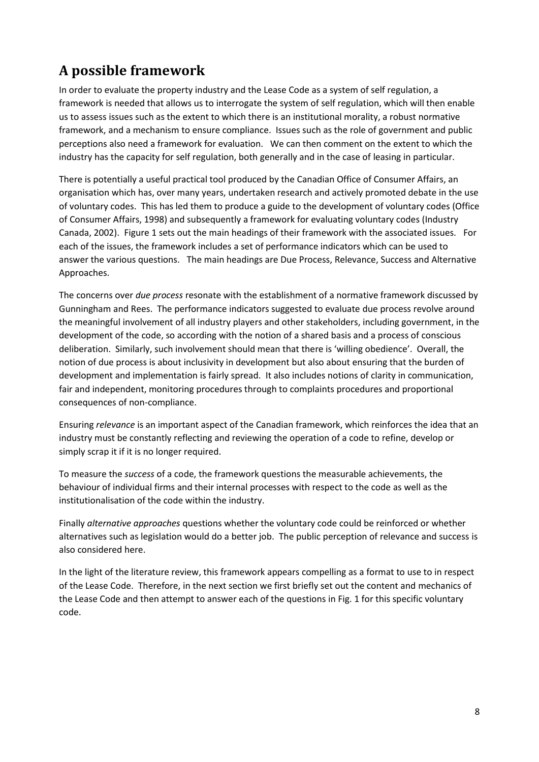## A possible framework

In order to evaluate the property industry and the Lease Code as a system of self regulation, a framework is needed that allows us to interrogate the system of self regulation, which will then enable us to assess issues such as the extent to which there is an institutional morality, a robust normative framework, and a mechanism to ensure compliance. Issues such as the role of government and public perceptions also need a framework for evaluation. We can then comment on the extent to which the industry has the capacity for self regulation, both generally and in the case of leasing in particular.

There is potentially a useful practical tool produced by the Canadian Office of Consumer Affairs, an organisation which has, over many years, undertaken research and actively promoted debate in the use of voluntary codes. This has led them to produce a guide to the development of voluntary codes (Office of Consumer Affairs, 1998) and subsequently a framework for evaluating voluntary codes (Industry Canada, 2002). Figure 1 sets out the main headings of their framework with the associated issues. For each of the issues, the framework includes a set of performance indicators which can be used to answer the various questions. The main headings are Due Process, Relevance, Success and Alternative Approaches.

The concerns over *due process* resonate with the establishment of a normative framework discussed by Gunningham and Rees. The performance indicators suggested to evaluate due process revolve around the meaningful involvement of all industry players and other stakeholders, including government, in the development of the code, so according with the notion of a shared basis and a process of conscious deliberation. Similarly, such involvement should mean that there is 'willing obedience'. Overall, the notion of due process is about inclusivity in development but also about ensuring that the burden of development and implementation is fairly spread. It also includes notions of clarity in communication, fair and independent, monitoring procedures through to complaints procedures and proportional consequences of non-compliance.

Ensuring *relevance* is an important aspect of the Canadian framework, which reinforces the idea that an industry must be constantly reflecting and reviewing the operation of a code to refine, develop or simply scrap it if it is no longer required.

To measure the *success* of a code, the framework questions the measurable achievements, the behaviour of individual firms and their internal processes with respect to the code as well as the institutionalisation of the code within the industry.

Finally *alternative approaches* questions whether the voluntary code could be reinforced or whether alternatives such as legislation would do a better job. The public perception of relevance and success is also considered here.

In the light of the literature review, this framework appears compelling as a format to use to in respect of the Lease Code. Therefore, in the next section we first briefly set out the content and mechanics of the Lease Code and then attempt to answer each of the questions in Fig. 1 for this specific voluntary code.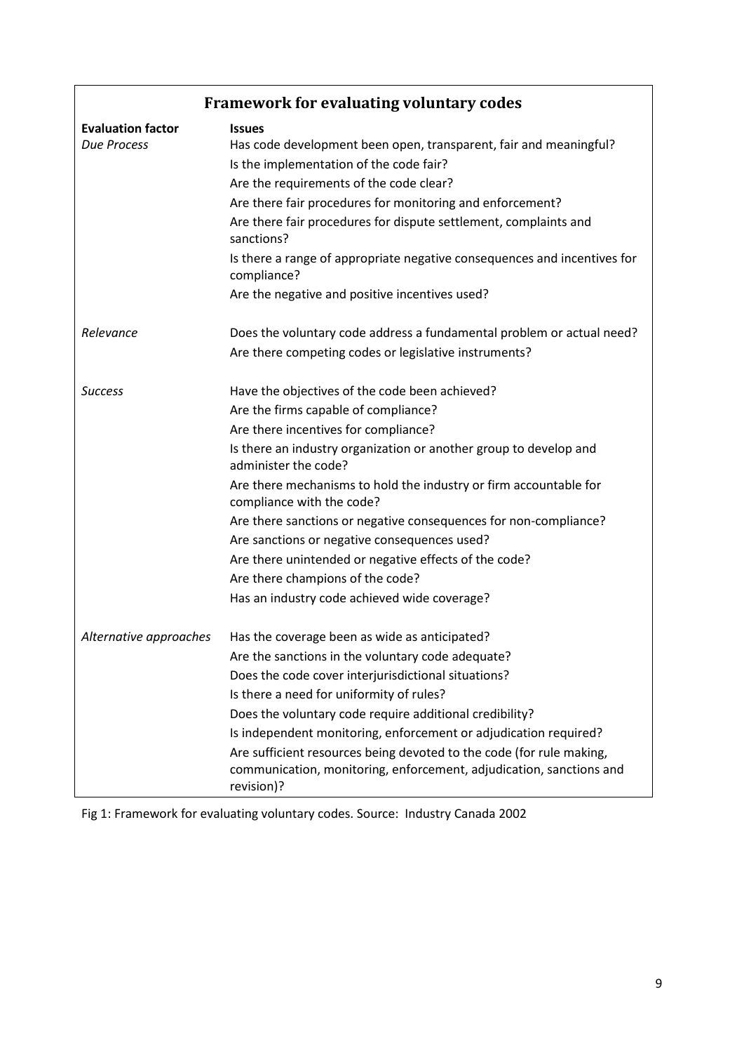| **Framework for evaluating voluntary codes** | |
|---|---|
| **Evaluation factor** | **Issues** |
| *Due Process* | Has code development been open, transparent, fair and meaningful? |
| | Is the implementation of the code fair? |
| | Are the requirements of the code clear? |
| | Are there fair procedures for monitoring and enforcement? |
| | Are there fair procedures for dispute settlement, complaints and sanctions? |
| | Is there a range of appropriate negative consequences and incentives for compliance? |
| | Are the negative and positive incentives used? |
| *Relevance* | Does the voluntary code address a fundamental problem or actual need? |
| | Are there competing codes or legislative instruments? |
| *Success* | Have the objectives of the code been achieved? |
| | Are the firms capable of compliance? |
| | Are there incentives for compliance? |
| | Is there an industry organization or another group to develop and administer the code? |
| | Are there mechanisms to hold the industry or firm accountable for compliance with the code? |
| | Are there sanctions or negative consequences for non-compliance? |
| | Are sanctions or negative consequences used? |
| | Are there unintended or negative effects of the code? |
| | Are there champions of the code? |
| | Has an industry code achieved wide coverage? |
| *Alternative approaches* | Has the coverage been as wide as anticipated? |
| | Are the sanctions in the voluntary code adequate? |
| | Does the code cover interjurisdictional situations? |
| | Is there a need for uniformity of rules? |
| | Does the voluntary code require additional credibility? |
| | Is independent monitoring, enforcement or adjudication required? |
| | Are sufficient resources being devoted to the code (for rule making, communication, monitoring, enforcement, adjudication, sanctions and revision)? |

Fig 1: Framework for evaluating voluntary codes. Source: Industry Canada 2002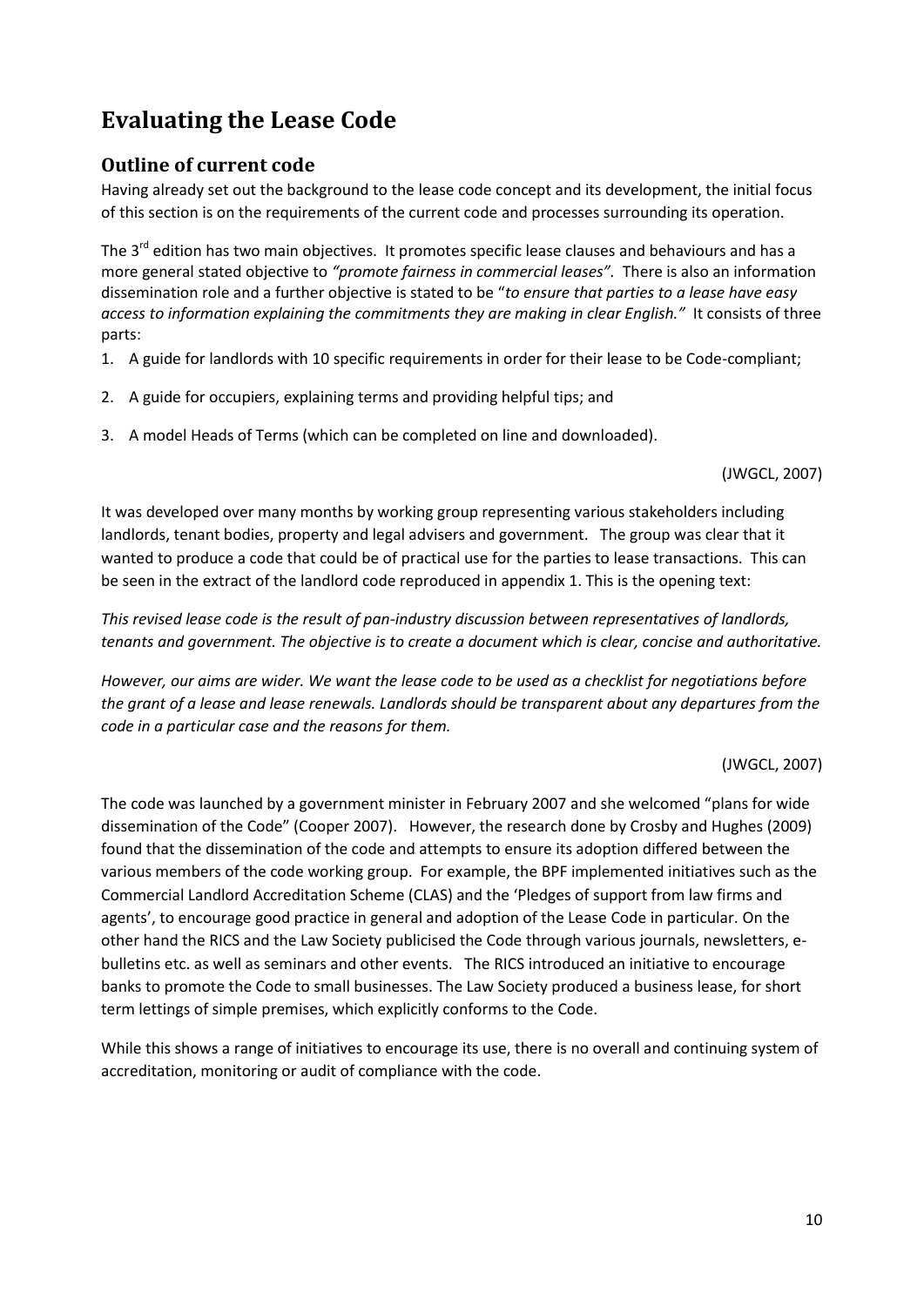# Evaluating the Lease Code

## Outline of current code

Having already set out the background to the lease code concept and its development, the initial focus of this section is on the requirements of the current code and processes surrounding its operation.

The 3rd edition has two main objectives. It promotes specific lease clauses and behaviours and has a more general stated objective to *"promote fairness in commercial leases"*. There is also an information dissemination role and a further objective is stated to be "*to ensure that parties to a lease have easy access to information explaining the commitments they are making in clear English."* It consists of three parts:

1. A guide for landlords with 10 specific requirements in order for their lease to be Code-compliant;
2. A guide for occupiers, explaining terms and providing helpful tips; and
3. A model Heads of Terms (which can be completed on line and downloaded).

(JWGCL, 2007)

It was developed over many months by working group representing various stakeholders including landlords, tenant bodies, property and legal advisers and government. The group was clear that it wanted to produce a code that could be of practical use for the parties to lease transactions. This can be seen in the extract of the landlord code reproduced in appendix 1. This is the opening text:

*This revised lease code is the result of pan-industry discussion between representatives of landlords, tenants and government. The objective is to create a document which is clear, concise and authoritative.*

*However, our aims are wider. We want the lease code to be used as a checklist for negotiations before the grant of a lease and lease renewals. Landlords should be transparent about any departures from the code in a particular case and the reasons for them.*

(JWGCL, 2007)

The code was launched by a government minister in February 2007 and she welcomed "plans for wide dissemination of the Code" (Cooper 2007). However, the research done by Crosby and Hughes (2009) found that the dissemination of the code and attempts to ensure its adoption differed between the various members of the code working group. For example, the BPF implemented initiatives such as the Commercial Landlord Accreditation Scheme (CLAS) and the 'Pledges of support from law firms and agents', to encourage good practice in general and adoption of the Lease Code in particular. On the other hand the RICS and the Law Society publicised the Code through various journals, newsletters, e-bulletins etc. as well as seminars and other events. The RICS introduced an initiative to encourage banks to promote the Code to small businesses. The Law Society produced a business lease, for short term lettings of simple premises, which explicitly conforms to the Code.

While this shows a range of initiatives to encourage its use, there is no overall and continuing system of accreditation, monitoring or audit of compliance with the code.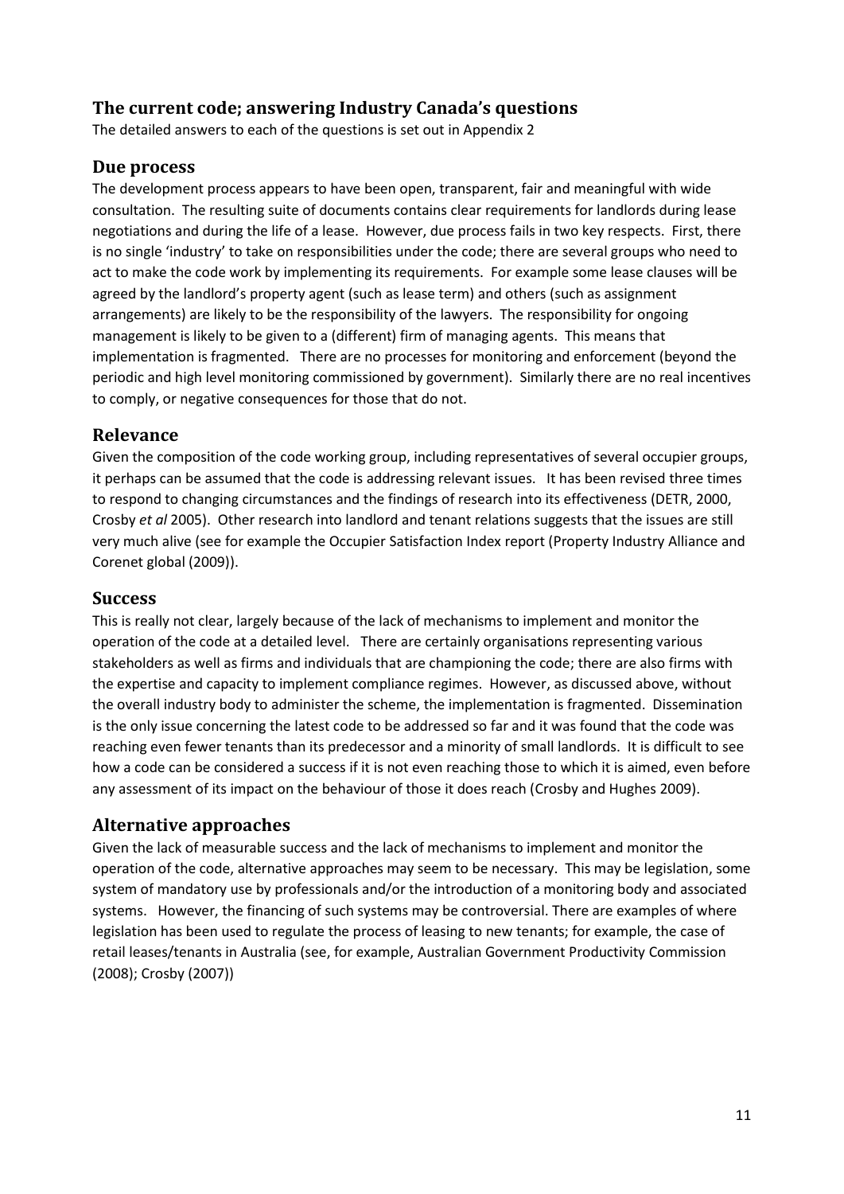## The current code; answering Industry Canada's questions

The detailed answers to each of the questions is set out in Appendix 2

### Due process

The development process appears to have been open, transparent, fair and meaningful with wide consultation. The resulting suite of documents contains clear requirements for landlords during lease negotiations and during the life of a lease. However, due process fails in two key respects. First, there is no single 'industry' to take on responsibilities under the code; there are several groups who need to act to make the code work by implementing its requirements. For example some lease clauses will be agreed by the landlord's property agent (such as lease term) and others (such as assignment arrangements) are likely to be the responsibility of the lawyers. The responsibility for ongoing management is likely to be given to a (different) firm of managing agents. This means that implementation is fragmented. There are no processes for monitoring and enforcement (beyond the periodic and high level monitoring commissioned by government). Similarly there are no real incentives to comply, or negative consequences for those that do not.

### Relevance

Given the composition of the code working group, including representatives of several occupier groups, it perhaps can be assumed that the code is addressing relevant issues. It has been revised three times to respond to changing circumstances and the findings of research into its effectiveness (DETR, 2000, Crosby *et al* 2005). Other research into landlord and tenant relations suggests that the issues are still very much alive (see for example the Occupier Satisfaction Index report (Property Industry Alliance and Corenet global (2009)).

### Success

This is really not clear, largely because of the lack of mechanisms to implement and monitor the operation of the code at a detailed level. There are certainly organisations representing various stakeholders as well as firms and individuals that are championing the code; there are also firms with the expertise and capacity to implement compliance regimes. However, as discussed above, without the overall industry body to administer the scheme, the implementation is fragmented. Dissemination is the only issue concerning the latest code to be addressed so far and it was found that the code was reaching even fewer tenants than its predecessor and a minority of small landlords. It is difficult to see how a code can be considered a success if it is not even reaching those to which it is aimed, even before any assessment of its impact on the behaviour of those it does reach (Crosby and Hughes 2009).

### Alternative approaches

Given the lack of measurable success and the lack of mechanisms to implement and monitor the operation of the code, alternative approaches may seem to be necessary. This may be legislation, some system of mandatory use by professionals and/or the introduction of a monitoring body and associated systems. However, the financing of such systems may be controversial. There are examples of where legislation has been used to regulate the process of leasing to new tenants; for example, the case of retail leases/tenants in Australia (see, for example, Australian Government Productivity Commission (2008); Crosby (2007))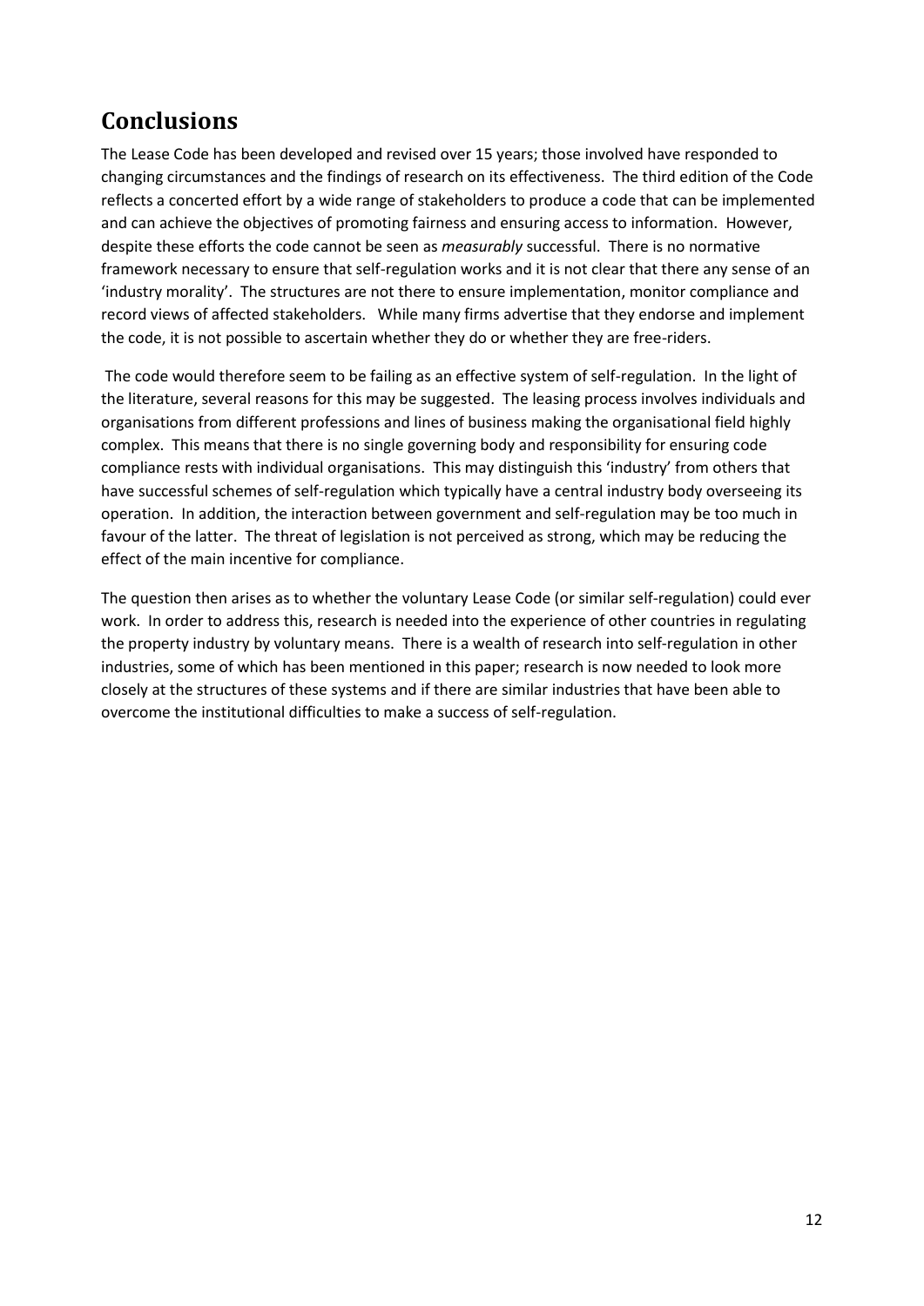## Conclusions

The Lease Code has been developed and revised over 15 years; those involved have responded to changing circumstances and the findings of research on its effectiveness. The third edition of the Code reflects a concerted effort by a wide range of stakeholders to produce a code that can be implemented and can achieve the objectives of promoting fairness and ensuring access to information. However, despite these efforts the code cannot be seen as *measurably* successful. There is no normative framework necessary to ensure that self-regulation works and it is not clear that there any sense of an 'industry morality'. The structures are not there to ensure implementation, monitor compliance and record views of affected stakeholders. While many firms advertise that they endorse and implement the code, it is not possible to ascertain whether they do or whether they are free-riders.

The code would therefore seem to be failing as an effective system of self-regulation. In the light of the literature, several reasons for this may be suggested. The leasing process involves individuals and organisations from different professions and lines of business making the organisational field highly complex. This means that there is no single governing body and responsibility for ensuring code compliance rests with individual organisations. This may distinguish this 'industry' from others that have successful schemes of self-regulation which typically have a central industry body overseeing its operation. In addition, the interaction between government and self-regulation may be too much in favour of the latter. The threat of legislation is not perceived as strong, which may be reducing the effect of the main incentive for compliance.

The question then arises as to whether the voluntary Lease Code (or similar self-regulation) could ever work. In order to address this, research is needed into the experience of other countries in regulating the property industry by voluntary means. There is a wealth of research into self-regulation in other industries, some of which has been mentioned in this paper; research is now needed to look more closely at the structures of these systems and if there are similar industries that have been able to overcome the institutional difficulties to make a success of self-regulation.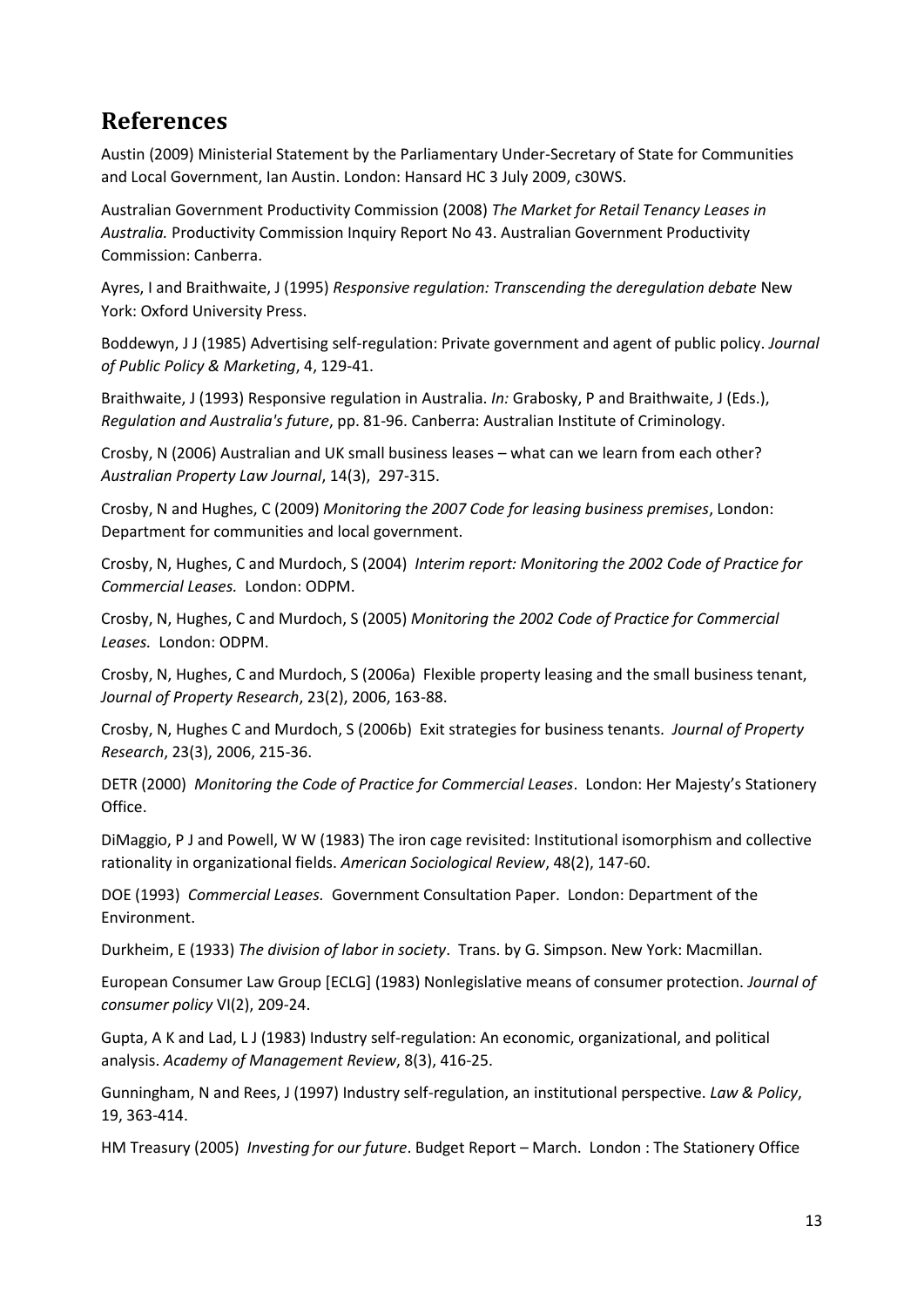## References

Austin (2009) Ministerial Statement by the Parliamentary Under-Secretary of State for Communities and Local Government, Ian Austin. London: Hansard HC 3 July 2009, c30WS.

Australian Government Productivity Commission (2008) *The Market for Retail Tenancy Leases in Australia.* Productivity Commission Inquiry Report No 43. Australian Government Productivity Commission: Canberra.

Ayres, I and Braithwaite, J (1995) *Responsive regulation: Transcending the deregulation debate* New York: Oxford University Press.

Boddewyn, J J (1985) Advertising self-regulation: Private government and agent of public policy. *Journal of Public Policy & Marketing*, 4, 129-41.

Braithwaite, J (1993) Responsive regulation in Australia. *In:* Grabosky, P and Braithwaite, J (Eds.), *Regulation and Australia's future*, pp. 81-96. Canberra: Australian Institute of Criminology.

Crosby, N (2006) Australian and UK small business leases – what can we learn from each other? *Australian Property Law Journal*, 14(3), 297-315.

Crosby, N and Hughes, C (2009) *Monitoring the 2007 Code for leasing business premises*, London: Department for communities and local government.

Crosby, N, Hughes, C and Murdoch, S (2004) *Interim report: Monitoring the 2002 Code of Practice for Commercial Leases.* London: ODPM.

Crosby, N, Hughes, C and Murdoch, S (2005) *Monitoring the 2002 Code of Practice for Commercial Leases.* London: ODPM.

Crosby, N, Hughes, C and Murdoch, S (2006a) Flexible property leasing and the small business tenant, *Journal of Property Research*, 23(2), 2006, 163-88.

Crosby, N, Hughes C and Murdoch, S (2006b) Exit strategies for business tenants. *Journal of Property Research*, 23(3), 2006, 215-36.

DETR (2000) *Monitoring the Code of Practice for Commercial Leases*. London: Her Majesty's Stationery Office.

DiMaggio, P J and Powell, W W (1983) The iron cage revisited: Institutional isomorphism and collective rationality in organizational fields. *American Sociological Review*, 48(2), 147-60.

DOE (1993) *Commercial Leases.* Government Consultation Paper. London: Department of the Environment.

Durkheim, E (1933) *The division of labor in society*. Trans. by G. Simpson. New York: Macmillan.

European Consumer Law Group [ECLG] (1983) Nonlegislative means of consumer protection. *Journal of consumer policy* VI(2), 209-24.

Gupta, A K and Lad, L J (1983) Industry self-regulation: An economic, organizational, and political analysis. *Academy of Management Review*, 8(3), 416-25.

Gunningham, N and Rees, J (1997) Industry self-regulation, an institutional perspective. *Law & Policy*, 19, 363-414.

HM Treasury (2005) *Investing for our future*. Budget Report – March. London : The Stationery Office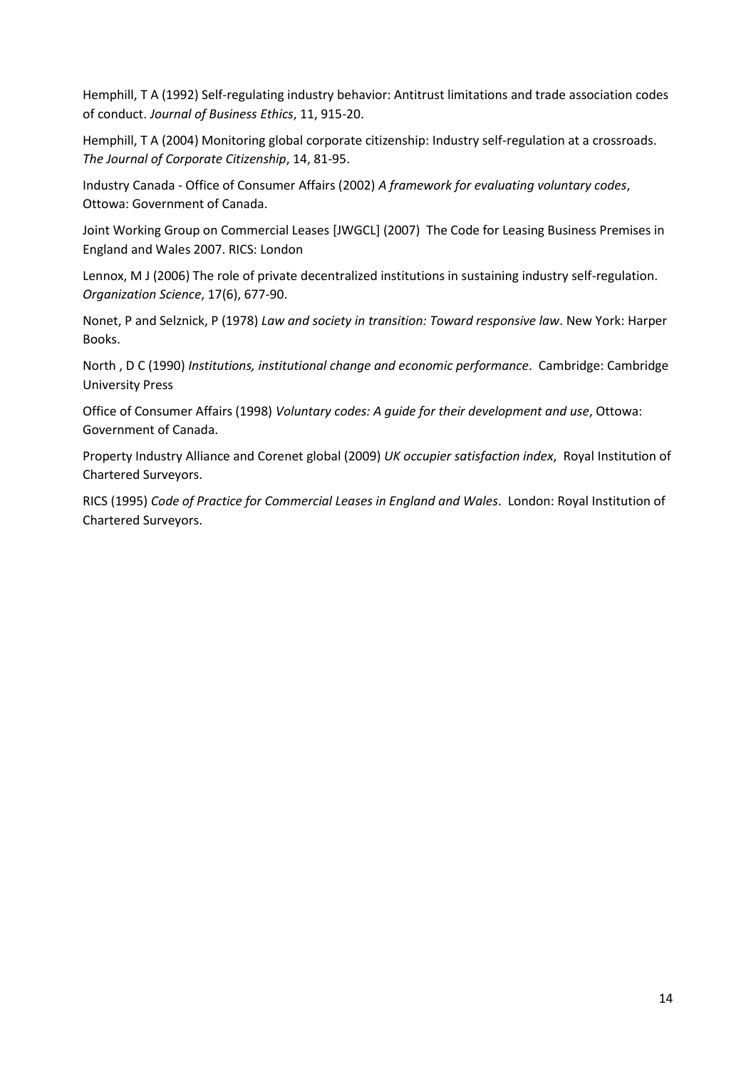Hemphill, T A (1992) Self-regulating industry behavior: Antitrust limitations and trade association codes of conduct. *Journal of Business Ethics*, 11, 915-20.

Hemphill, T A (2004) Monitoring global corporate citizenship: Industry self-regulation at a crossroads. *The Journal of Corporate Citizenship*, 14, 81-95.

Industry Canada - Office of Consumer Affairs (2002) *A framework for evaluating voluntary codes*, Ottowa: Government of Canada.

Joint Working Group on Commercial Leases [JWGCL] (2007) The Code for Leasing Business Premises in England and Wales 2007. RICS: London

Lennox, M J (2006) The role of private decentralized institutions in sustaining industry self-regulation. *Organization Science*, 17(6), 677-90.

Nonet, P and Selznick, P (1978) *Law and society in transition: Toward responsive law*. New York: Harper Books.

North , D C (1990) *Institutions, institutional change and economic performance*. Cambridge: Cambridge University Press

Office of Consumer Affairs (1998) *Voluntary codes: A guide for their development and use*, Ottowa: Government of Canada.

Property Industry Alliance and Corenet global (2009) *UK occupier satisfaction index*, Royal Institution of Chartered Surveyors.

RICS (1995) *Code of Practice for Commercial Leases in England and Wales*. London: Royal Institution of Chartered Surveyors.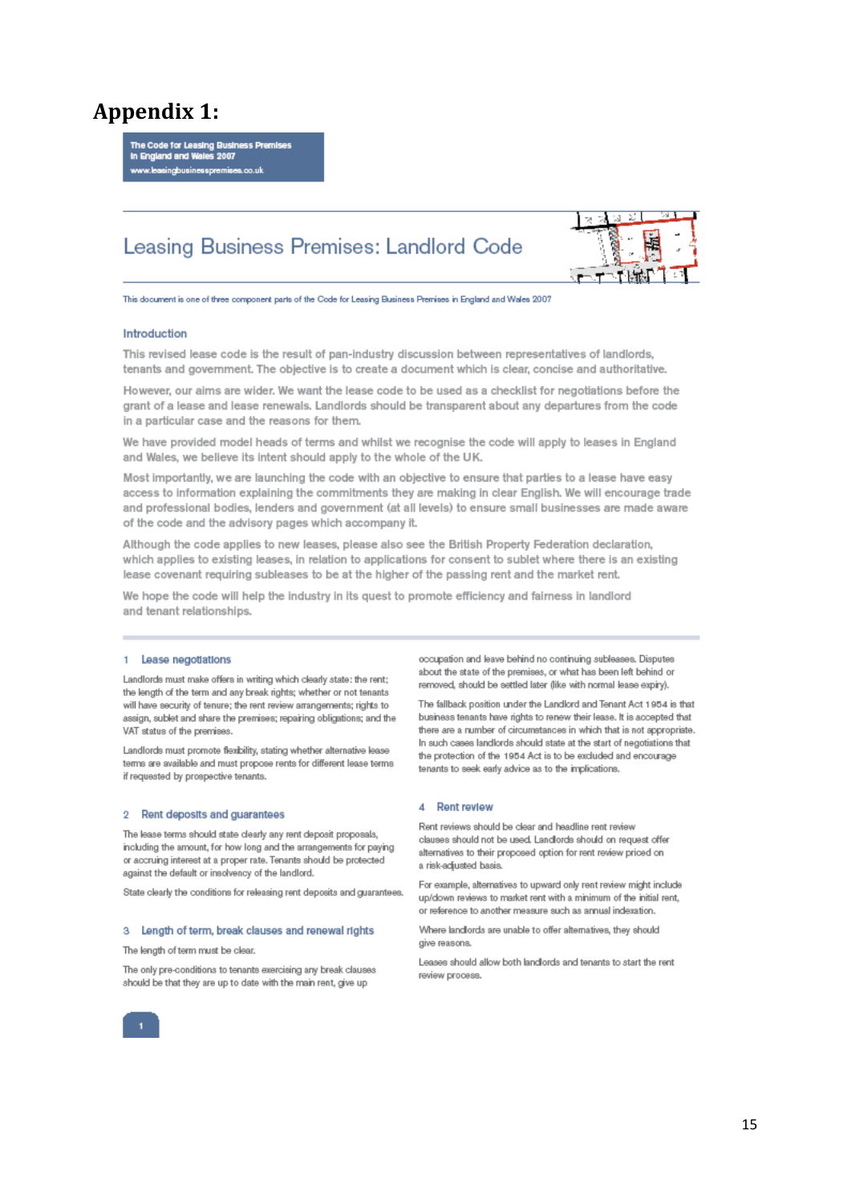# Appendix 1:

The Code for Leasing Business Premises in England and Wales 2007
www.leasingbusinesspremises.co.uk

## Leasing Business Premises: Landlord Code

This document is one of three component parts of the Code for Leasing Business Premises in England and Wales 2007

### Introduction

This revised lease code is the result of pan-industry discussion between representatives of landlords, tenants and government. The objective is to create a document which is clear, concise and authoritative.

However, our aims are wider. We want the lease code to be used as a checklist for negotiations before the grant of a lease and lease renewals. Landlords should be transparent about any departures from the code in a particular case and the reasons for them.

We have provided model heads of terms and whilst we recognise the code will apply to leases in England and Wales, we believe its intent should apply to the whole of the UK.

Most importantly, we are launching the code with an objective to ensure that parties to a lease have easy access to information explaining the commitments they are making in clear English. We will encourage trade and professional bodies, lenders and government (at all levels) to ensure small businesses are made aware of the code and the advisory pages which accompany it.

Although the code applies to new leases, please also see the British Property Federation declaration, which applies to existing leases, in relation to applications for consent to sublet where there is an existing lease covenant requiring subleases to be at the higher of the passing rent and the market rent.

We hope the code will help the industry in its quest to promote efficiency and fairness in landlord and tenant relationships.

### 1 Lease negotiations

Landlords must make offers in writing which clearly state: the rent; the length of the term and any break rights; whether or not tenants will have security of tenure; the rent review arrangements; rights to assign, sublet and share the premises; repairing obligations; and the VAT status of the premises.

Landlords must promote flexibility, stating whether alternative lease terms are available and must propose rents for different lease terms if requested by prospective tenants.

### 2 Rent deposits and guarantees

The lease terms should state clearly any rent deposit proposals, including the amount, for how long and the arrangements for paying or accruing interest at a proper rate. Tenants should be protected against the default or insolvency of the landlord.

State clearly the conditions for releasing rent deposits and guarantees.

### 3 Length of term, break clauses and renewal rights

The length of term must be clear.

The only pre-conditions to tenants exercising any break clauses should be that they are up to date with the main rent, give up occupation and leave behind no continuing subleases. Disputes about the state of the premises, or what has been left behind or removed, should be settled later (like with normal lease expiry).

The fallback position under the Landlord and Tenant Act 1954 is that business tenants have rights to renew their lease. It is accepted that there are a number of circumstances in which that is not appropriate. In such cases landlords should state at the start of negotiations that the protection of the 1954 Act is to be excluded and encourage tenants to seek early advice as to the implications.

### 4 Rent review

Rent reviews should be clear and headline rent review clauses should not be used. Landlords should on request offer alternatives to their proposed option for rent review priced on a risk-adjusted basis.

For example, alternatives to upward only rent review might include up/down reviews to market rent with a minimum of the initial rent, or reference to another measure such as annual indexation.

Where landlords are unable to offer alternatives, they should give reasons.

Leases should allow both landlords and tenants to start the rent review process.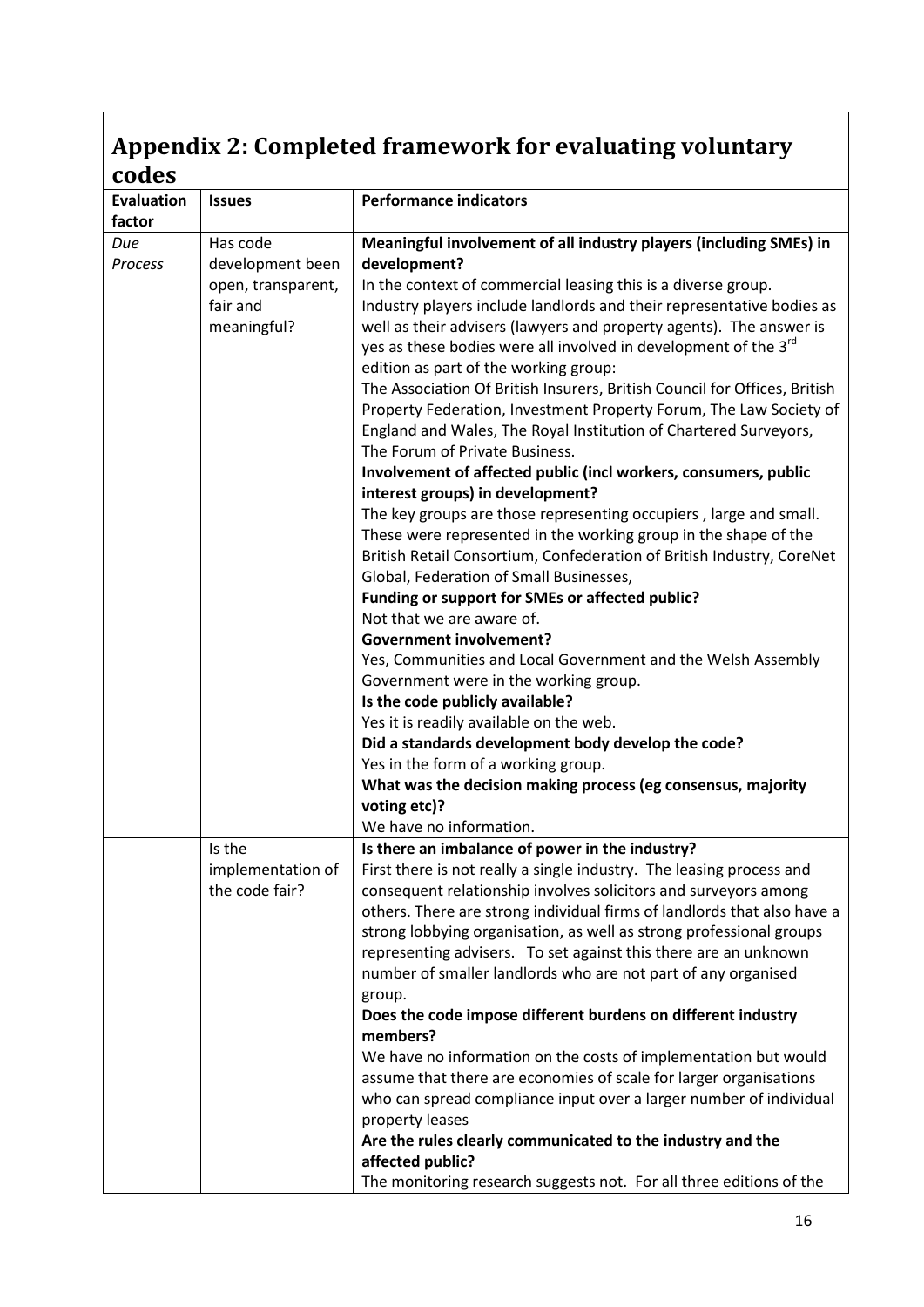# Appendix 2: Completed framework for evaluating voluntary codes

| Evaluation factor | Issues | Performance indicators |
|---|---|---|
| *Due Process* | Has code development been open, transparent, fair and meaningful? | **Meaningful involvement of all industry players (including SMEs) in development?**<br>In the context of commercial leasing this is a diverse group. Industry players include landlords and their representative bodies as well as their advisers (lawyers and property agents). The answer is yes as these bodies were all involved in development of the 3rd edition as part of the working group:<br>The Association Of British Insurers, British Council for Offices, British Property Federation, Investment Property Forum, The Law Society of England and Wales, The Royal Institution of Chartered Surveyors, The Forum of Private Business.<br>**Involvement of affected public (incl workers, consumers, public interest groups) in development?**<br>The key groups are those representing occupiers , large and small. These were represented in the working group in the shape of the British Retail Consortium, Confederation of British Industry, CoreNet Global, Federation of Small Businesses,<br>**Funding or support for SMEs or affected public?**<br>Not that we are aware of.<br>**Government involvement?**<br>Yes, Communities and Local Government and the Welsh Assembly Government were in the working group.<br>**Is the code publicly available?**<br>Yes it is readily available on the web.<br>**Did a standards development body develop the code?**<br>Yes in the form of a working group.<br>**What was the decision making process (eg consensus, majority voting etc)?**<br>We have no information. |
| | Is the implementation of the code fair? | **Is there an imbalance of power in the industry?**<br>First there is not really a single industry. The leasing process and consequent relationship involves solicitors and surveyors among others. There are strong individual firms of landlords that also have a strong lobbying organisation, as well as strong professional groups representing advisers. To set against this there are an unknown number of smaller landlords who are not part of any organised group.<br>**Does the code impose different burdens on different industry members?**<br>We have no information on the costs of implementation but would assume that there are economies of scale for larger organisations who can spread compliance input over a larger number of individual property leases<br>**Are the rules clearly communicated to the industry and the affected public?**<br>The monitoring research suggests not. For all three editions of the |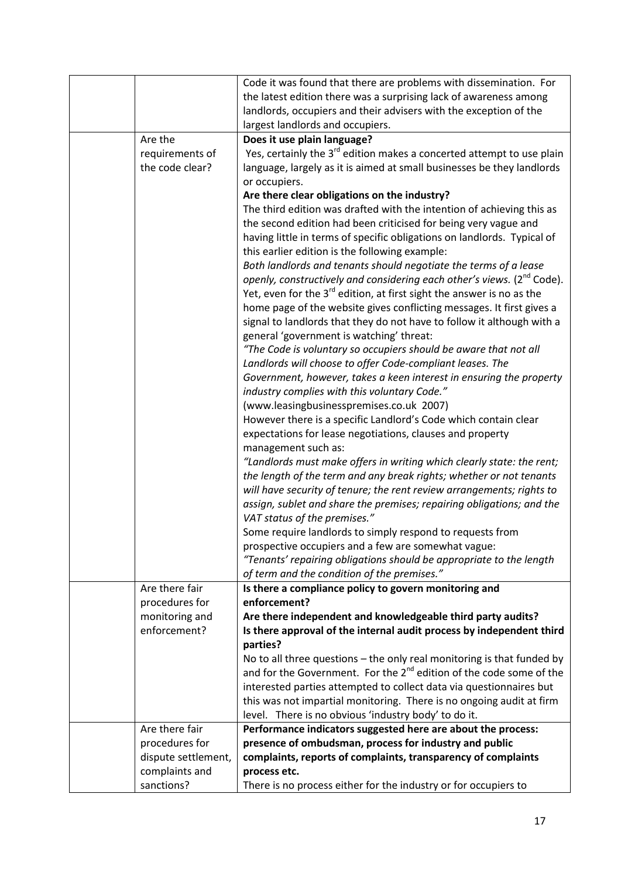| | | |
|---|---|---|
| | | Code it was found that there are problems with dissemination. For the latest edition there was a surprising lack of awareness among landlords, occupiers and their advisers with the exception of the largest landlords and occupiers. |
| | Are the requirements of the code clear? | **Does it use plain language?**<br>Yes, certainly the 3rd edition makes a concerted attempt to use plain language, largely as it is aimed at small businesses be they landlords or occupiers.<br>**Are there clear obligations on the industry?**<br>The third edition was drafted with the intention of achieving this as the second edition had been criticised for being very vague and having little in terms of specific obligations on landlords. Typical of this earlier edition is the following example:<br>*Both landlords and tenants should negotiate the terms of a lease openly, constructively and considering each other's views.* (2nd Code).<br>Yet, even for the 3rd edition, at first sight the answer is no as the home page of the website gives conflicting messages. It first gives a signal to landlords that they do not have to follow it although with a general 'government is watching' threat:<br>*"The Code is voluntary so occupiers should be aware that not all Landlords will choose to offer Code-compliant leases. The Government, however, takes a keen interest in ensuring the property industry complies with this voluntary Code."*<br>(www.leasingbusinesspremises.co.uk 2007)<br>However there is a specific Landlord's Code which contain clear expectations for lease negotiations, clauses and property management such as:<br>*"Landlords must make offers in writing which clearly state: the rent; the length of the term and any break rights; whether or not tenants will have security of tenure; the rent review arrangements; rights to assign, sublet and share the premises; repairing obligations; and the VAT status of the premises."*<br>Some require landlords to simply respond to requests from prospective occupiers and a few are somewhat vague:<br>*"Tenants' repairing obligations should be appropriate to the length of term and the condition of the premises."* |
| | Are there fair procedures for monitoring and enforcement? | **Is there a compliance policy to govern monitoring and enforcement?**<br>**Are there independent and knowledgeable third party audits?**<br>**Is there approval of the internal audit process by independent third parties?**<br>No to all three questions – the only real monitoring is that funded by and for the Government. For the 2nd edition of the code some of the interested parties attempted to collect data via questionnaires but this was not impartial monitoring. There is no ongoing audit at firm level. There is no obvious 'industry body' to do it. |
| | Are there fair procedures for dispute settlement, complaints and sanctions? | **Performance indicators suggested here are about the process: presence of ombudsman, process for industry and public complaints, reports of complaints, transparency of complaints process etc.**<br>There is no process either for the industry or for occupiers to |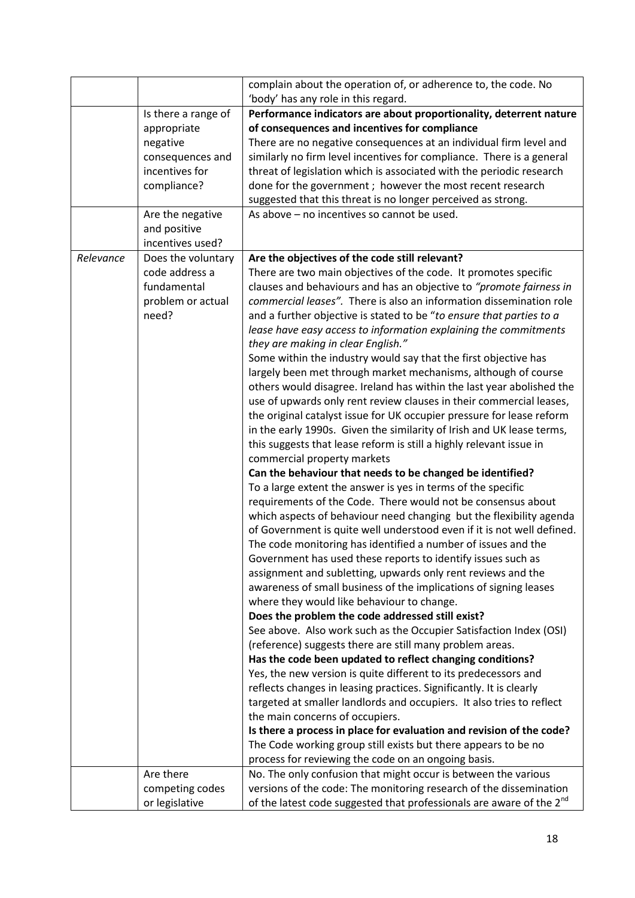| | | |
|---|---|---|
| | | complain about the operation of, or adherence to, the code. No 'body' has any role in this regard. |
| | Is there a range of appropriate negative consequences and incentives for compliance? | **Performance indicators are about proportionality, deterrent nature of consequences and incentives for compliance**<br>There are no negative consequences at an individual firm level and similarly no firm level incentives for compliance. There is a general threat of legislation which is associated with the periodic research done for the government ; however the most recent research suggested that this threat is no longer perceived as strong. |
| | Are the negative and positive incentives used? | As above – no incentives so cannot be used. |
| *Relevance* | Does the voluntary code address a fundamental problem or actual need? | **Are the objectives of the code still relevant?**<br>There are two main objectives of the code. It promotes specific clauses and behaviours and has an objective to *"promote fairness in commercial leases"*. There is also an information dissemination role and a further objective is stated to be "*to ensure that parties to a lease have easy access to information explaining the commitments they are making in clear English."*<br>Some within the industry would say that the first objective has largely been met through market mechanisms, although of course others would disagree. Ireland has within the last year abolished the use of upwards only rent review clauses in their commercial leases, the original catalyst issue for UK occupier pressure for lease reform in the early 1990s. Given the similarity of Irish and UK lease terms, this suggests that lease reform is still a highly relevant issue in commercial property markets<br>**Can the behaviour that needs to be changed be identified?**<br>To a large extent the answer is yes in terms of the specific requirements of the Code. There would not be consensus about which aspects of behaviour need changing but the flexibility agenda of Government is quite well understood even if it is not well defined. The code monitoring has identified a number of issues and the Government has used these reports to identify issues such as assignment and subletting, upwards only rent reviews and the awareness of small business of the implications of signing leases where they would like behaviour to change.<br>**Does the problem the code addressed still exist?**<br>See above. Also work such as the Occupier Satisfaction Index (OSI) (reference) suggests there are still many problem areas.<br>**Has the code been updated to reflect changing conditions?**<br>Yes, the new version is quite different to its predecessors and reflects changes in leasing practices. Significantly. It is clearly targeted at smaller landlords and occupiers. It also tries to reflect the main concerns of occupiers.<br>**Is there a process in place for evaluation and revision of the code?**<br>The Code working group still exists but there appears to be no process for reviewing the code on an ongoing basis. |
| | Are there competing codes or legislative | No. The only confusion that might occur is between the various versions of the code: The monitoring research of the dissemination of the latest code suggested that professionals are aware of the 2nd |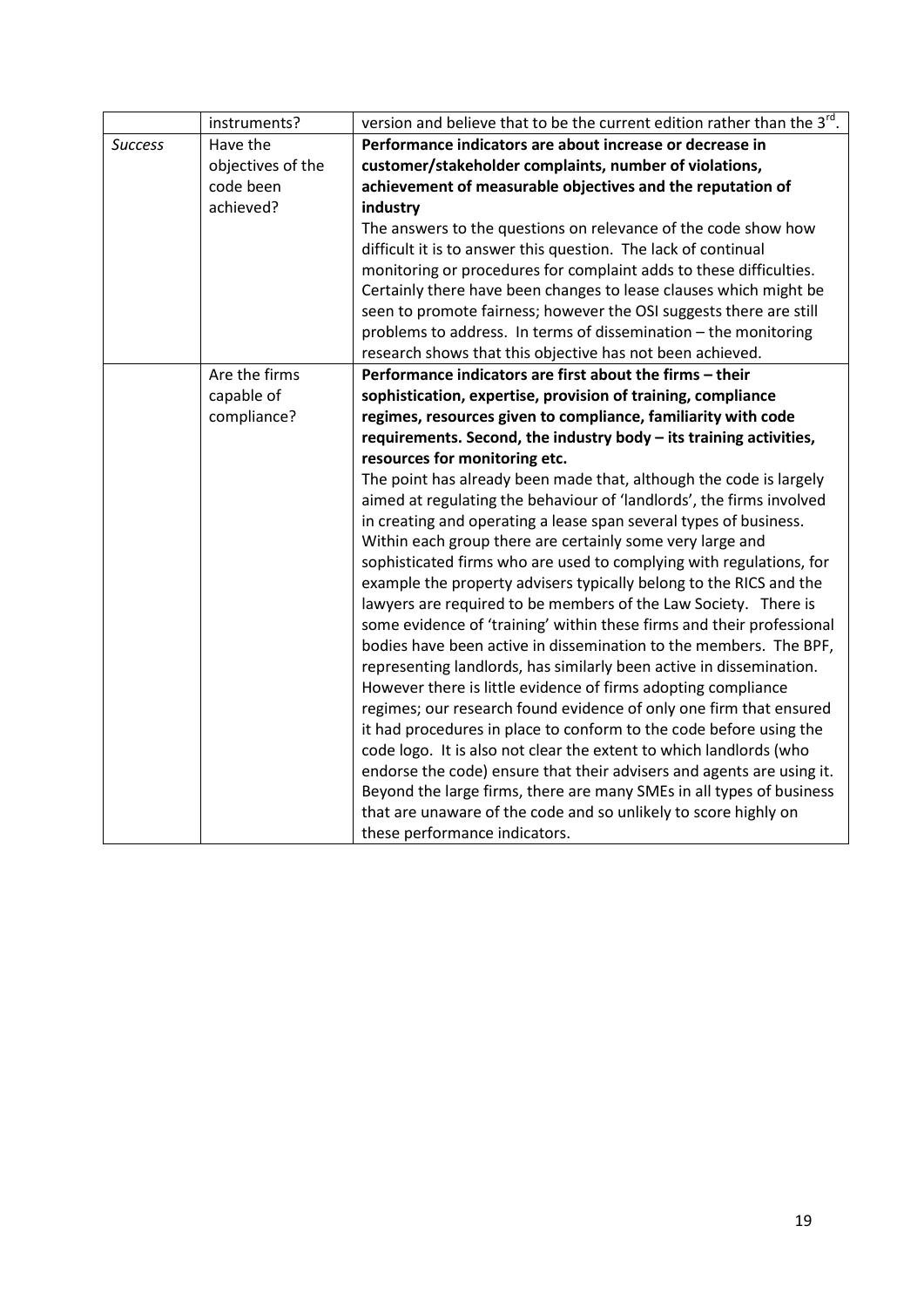| | instruments? | version and believe that to be the current edition rather than the 3rd. |
|---|---|---|
| *Success* | Have the objectives of the code been achieved? | **Performance indicators are about increase or decrease in customer/stakeholder complaints, number of violations, achievement of measurable objectives and the reputation of industry** The answers to the questions on relevance of the code show how difficult it is to answer this question. The lack of continual monitoring or procedures for complaint adds to these difficulties. Certainly there have been changes to lease clauses which might be seen to promote fairness; however the OSI suggests there are still problems to address. In terms of dissemination – the monitoring research shows that this objective has not been achieved. |
| | Are the firms capable of compliance? | **Performance indicators are first about the firms – their sophistication, expertise, provision of training, compliance regimes, resources given to compliance, familiarity with code requirements. Second, the industry body – its training activities, resources for monitoring etc.** The point has already been made that, although the code is largely aimed at regulating the behaviour of 'landlords', the firms involved in creating and operating a lease span several types of business. Within each group there are certainly some very large and sophisticated firms who are used to complying with regulations, for example the property advisers typically belong to the RICS and the lawyers are required to be members of the Law Society. There is some evidence of 'training' within these firms and their professional bodies have been active in dissemination to the members. The BPF, representing landlords, has similarly been active in dissemination. However there is little evidence of firms adopting compliance regimes; our research found evidence of only one firm that ensured it had procedures in place to conform to the code before using the code logo. It is also not clear the extent to which landlords (who endorse the code) ensure that their advisers and agents are using it. Beyond the large firms, there are many SMEs in all types of business that are unaware of the code and so unlikely to score highly on these performance indicators. |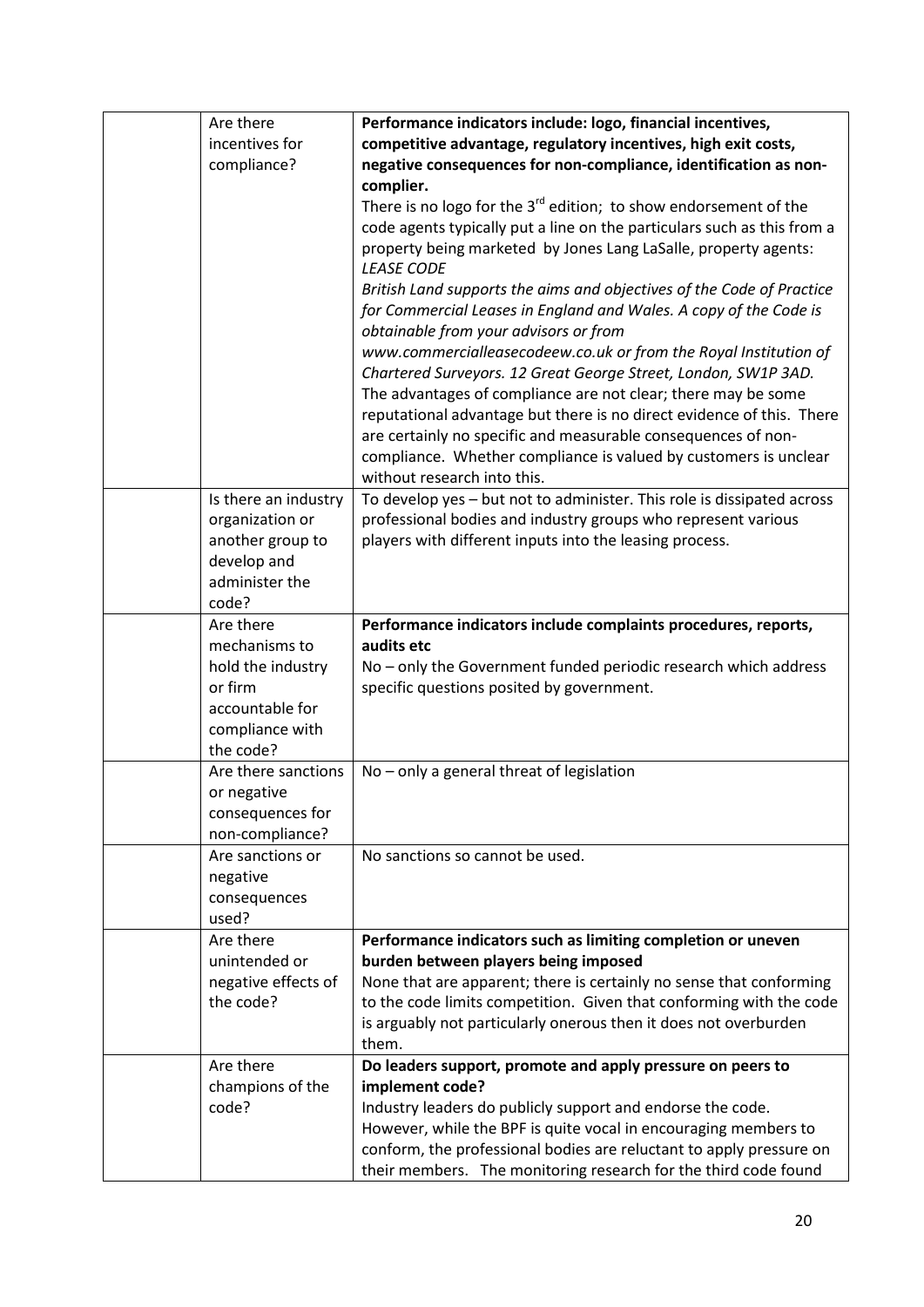|  |  |  |
|---|---|---|
|  | Are there incentives for compliance? | **Performance indicators include: logo, financial incentives, competitive advantage, regulatory incentives, high exit costs, negative consequences for non-compliance, identification as non-complier.**<br>There is no logo for the 3rd edition; to show endorsement of the code agents typically put a line on the particulars such as this from a property being marketed by Jones Lang LaSalle, property agents:<br>*LEASE CODE*<br>*British Land supports the aims and objectives of the Code of Practice for Commercial Leases in England and Wales. A copy of the Code is obtainable from your advisors or from www.commercialleasecodeew.co.uk or from the Royal Institution of Chartered Surveyors. 12 Great George Street, London, SW1P 3AD.*<br>The advantages of compliance are not clear; there may be some reputational advantage but there is no direct evidence of this. There are certainly no specific and measurable consequences of non-compliance. Whether compliance is valued by customers is unclear without research into this. |
|  | Is there an industry organization or another group to develop and administer the code? | To develop yes – but not to administer. This role is dissipated across professional bodies and industry groups who represent various players with different inputs into the leasing process. |
|  | Are there mechanisms to hold the industry or firm accountable for compliance with the code? | **Performance indicators include complaints procedures, reports, audits etc**<br>No – only the Government funded periodic research which address specific questions posited by government. |
|  | Are there sanctions or negative consequences for non-compliance? | No – only a general threat of legislation |
|  | Are sanctions or negative consequences used? | No sanctions so cannot be used. |
|  | Are there unintended or negative effects of the code? | **Performance indicators such as limiting completion or uneven burden between players being imposed**<br>None that are apparent; there is certainly no sense that conforming to the code limits competition. Given that conforming with the code is arguably not particularly onerous then it does not overburden them. |
|  | Are there champions of the code? | **Do leaders support, promote and apply pressure on peers to implement code?**<br>Industry leaders do publicly support and endorse the code. However, while the BPF is quite vocal in encouraging members to conform, the professional bodies are reluctant to apply pressure on their members. The monitoring research for the third code found |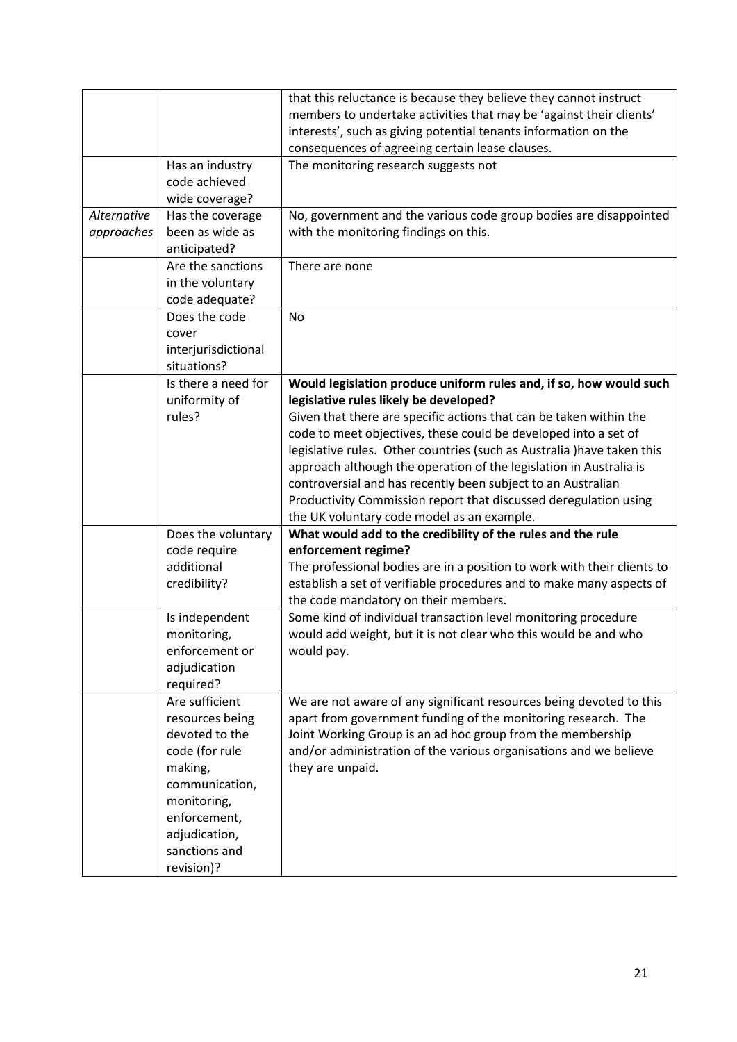| | | |
|---|---|---|
| | | that this reluctance is because they believe they cannot instruct members to undertake activities that may be 'against their clients' interests', such as giving potential tenants information on the consequences of agreeing certain lease clauses. |
| | Has an industry code achieved wide coverage? | The monitoring research suggests not |
| *Alternative approaches* | Has the coverage been as wide as anticipated? | No, government and the various code group bodies are disappointed with the monitoring findings on this. |
| | Are the sanctions in the voluntary code adequate? | There are none |
| | Does the code cover interjurisdictional situations? | No |
| | Is there a need for uniformity of rules? | **Would legislation produce uniform rules and, if so, how would such legislative rules likely be developed?**<br>Given that there are specific actions that can be taken within the code to meet objectives, these could be developed into a set of legislative rules. Other countries (such as Australia )have taken this approach although the operation of the legislation in Australia is controversial and has recently been subject to an Australian Productivity Commission report that discussed deregulation using the UK voluntary code model as an example. |
| | Does the voluntary code require additional credibility? | **What would add to the credibility of the rules and the rule enforcement regime?**<br>The professional bodies are in a position to work with their clients to establish a set of verifiable procedures and to make many aspects of the code mandatory on their members. |
| | Is independent monitoring, enforcement or adjudication required? | Some kind of individual transaction level monitoring procedure would add weight, but it is not clear who this would be and who would pay. |
| | Are sufficient resources being devoted to the code (for rule making, communication, monitoring, enforcement, adjudication, sanctions and revision)? | We are not aware of any significant resources being devoted to this apart from government funding of the monitoring research. The Joint Working Group is an ad hoc group from the membership and/or administration of the various organisations and we believe they are unpaid. |